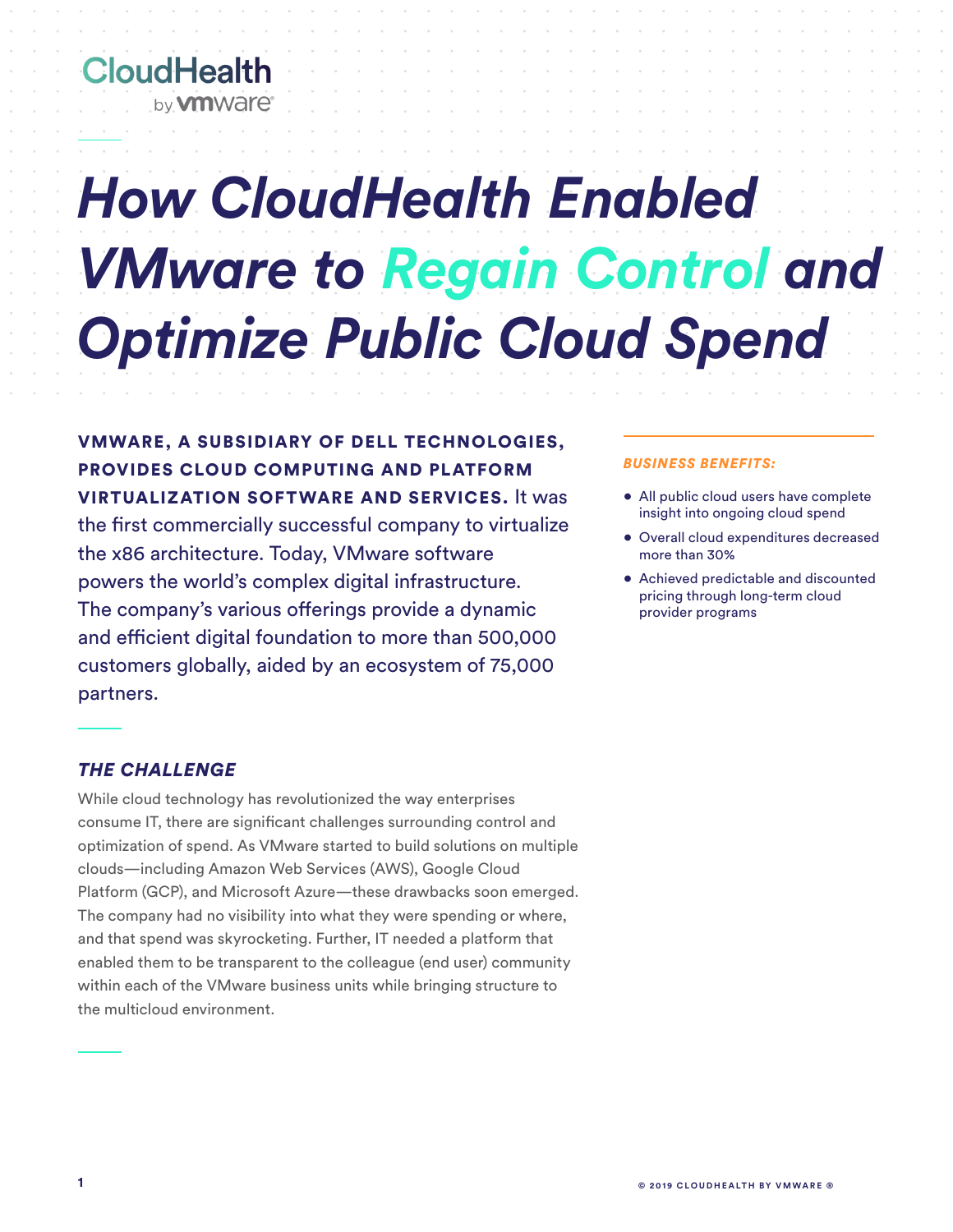CloudHealth by vmware

# How CloudHealth Enabled VMware to Regain Control and Optimize Public Cloud Spend

**VMWARE, A SUBSIDIARY OF DELL TECHNOLOGIES, PROVIDES CLOUD COMPUTING AND PLATFORM VIRTUALIZATION SOFTWARE AND SERVICES.** It was the first commercially successful company to virtualize the x86 architecture. Today, VMware software powers the world's complex digital infrastructure. The company's various offerings provide a dynamic and efficient digital foundation to more than 500,000 customers globally, aided by an ecosystem of 75,000 partners.

### *BUSINESS BENEFITS:*

- All public cloud users have complete insight into ongoing cloud spend
- Overall cloud expenditures decreased more than 30%
- Achieved predictable and discounted pricing through long-term cloud provider programs

## *THE CHALLENGE*

While cloud technology has revolutionized the way enterprises consume IT, there are significant challenges surrounding control and optimization of spend. As VMware started to build solutions on multiple clouds—including Amazon Web Services (AWS), Google Cloud Platform (GCP), and Microsoft Azure—these drawbacks soon emerged. The company had no visibility into what they were spending or where, and that spend was skyrocketing. Further, IT needed a platform that enabled them to be transparent to the colleague (end user) community within each of the VMware business units while bringing structure to the multicloud environment.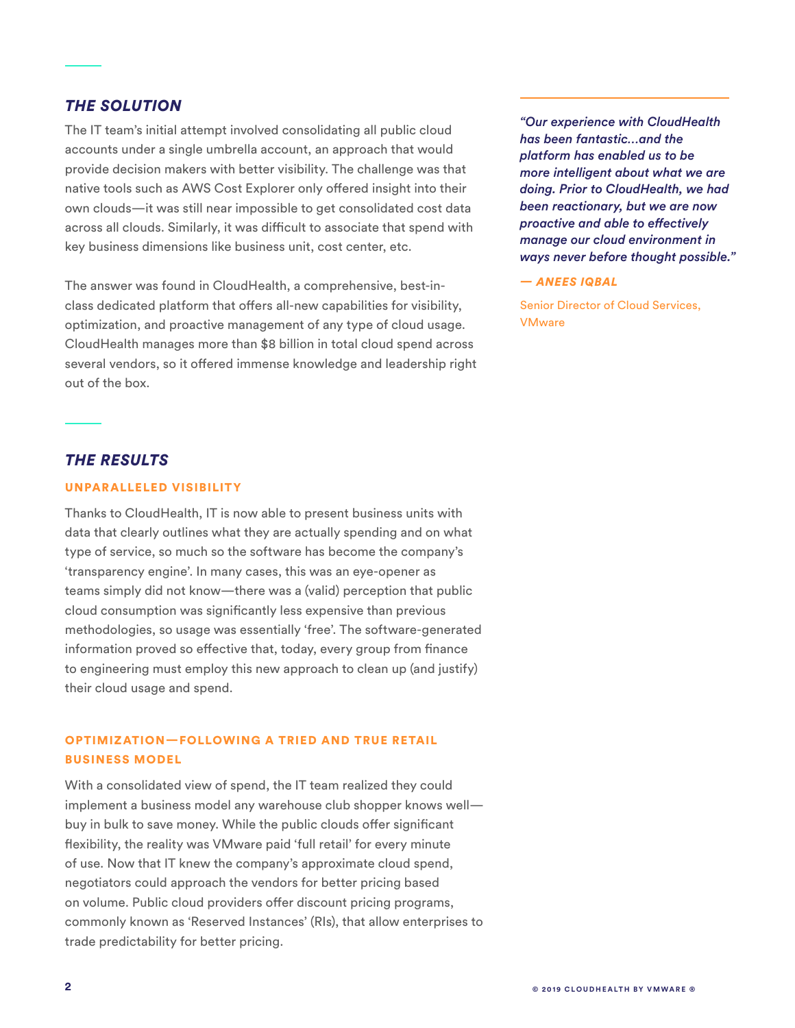## *THE SOLUTION*

The IT team's initial attempt involved consolidating all public cloud accounts under a single umbrella account, an approach that would provide decision makers with better visibility. The challenge was that native tools such as AWS Cost Explorer only offered insight into their own clouds—it was still near impossible to get consolidated cost data across all clouds. Similarly, it was difficult to associate that spend with key business dimensions like business unit, cost center, etc.

The answer was found in CloudHealth, a comprehensive, best-in-class dedicated platform that offers all-new capabilities for visibility, optimization, and proactive management of any type of cloud usage. CloudHealth manages more than $8 billion in total cloud spend across several vendors, so it offered immense knowledge and leadership right out of the box.

> ***"Our experience with CloudHealth has been fantastic...and the platform has enabled us to be more intelligent about what we are doing. Prior to CloudHealth, we had been reactionary, but we are now proactive and able to effectively manage our cloud environment in ways never before thought possible."***
>
> ***— ANEES IQBAL***
>
> Senior Director of Cloud Services, VMware

## *THE RESULTS*

### UNPARALLELED VISIBILITY

Thanks to CloudHealth, IT is now able to present business units with data that clearly outlines what they are actually spending and on what type of service, so much so the software has become the company's 'transparency engine'. In many cases, this was an eye-opener as teams simply did not know—there was a (valid) perception that public cloud consumption was significantly less expensive than previous methodologies, so usage was essentially 'free'. The software-generated information proved so effective that, today, every group from finance to engineering must employ this new approach to clean up (and justify) their cloud usage and spend.

### OPTIMIZATION—FOLLOWING A TRIED AND TRUE RETAIL BUSINESS MODEL

With a consolidated view of spend, the IT team realized they could implement a business model any warehouse club shopper knows well—buy in bulk to save money. While the public clouds offer significant flexibility, the reality was VMware paid 'full retail' for every minute of use. Now that IT knew the company's approximate cloud spend, negotiators could approach the vendors for better pricing based on volume. Public cloud providers offer discount pricing programs, commonly known as 'Reserved Instances' (RIs), that allow enterprises to trade predictability for better pricing.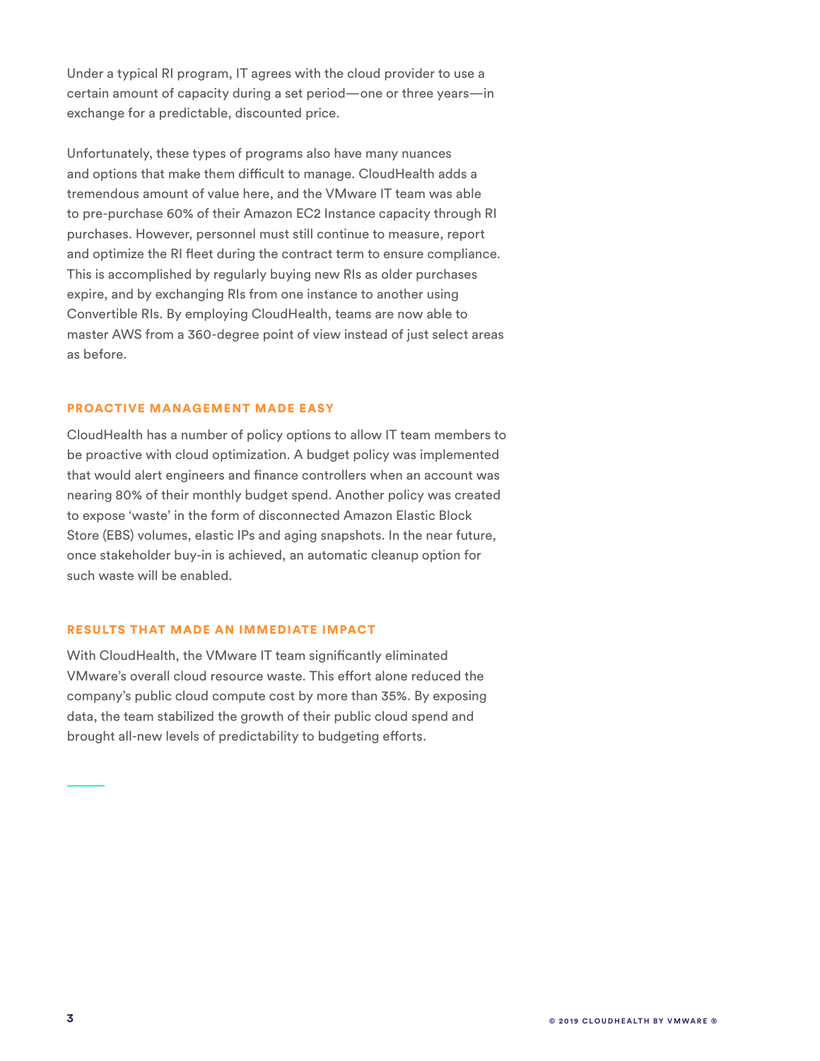Under a typical RI program, IT agrees with the cloud provider to use a certain amount of capacity during a set period—one or three years—in exchange for a predictable, discounted price.

Unfortunately, these types of programs also have many nuances and options that make them difficult to manage. CloudHealth adds a tremendous amount of value here, and the VMware IT team was able to pre-purchase 60% of their Amazon EC2 Instance capacity through RI purchases. However, personnel must still continue to measure, report and optimize the RI fleet during the contract term to ensure compliance. This is accomplished by regularly buying new RIs as older purchases expire, and by exchanging RIs from one instance to another using Convertible RIs. By employing CloudHealth, teams are now able to master AWS from a 360-degree point of view instead of just select areas as before.

## PROACTIVE MANAGEMENT MADE EASY

CloudHealth has a number of policy options to allow IT team members to be proactive with cloud optimization. A budget policy was implemented that would alert engineers and finance controllers when an account was nearing 80% of their monthly budget spend. Another policy was created to expose 'waste' in the form of disconnected Amazon Elastic Block Store (EBS) volumes, elastic IPs and aging snapshots. In the near future, once stakeholder buy-in is achieved, an automatic cleanup option for such waste will be enabled.

## RESULTS THAT MADE AN IMMEDIATE IMPACT

With CloudHealth, the VMware IT team significantly eliminated VMware's overall cloud resource waste. This effort alone reduced the company's public cloud compute cost by more than 35%. By exposing data, the team stabilized the growth of their public cloud spend and brought all-new levels of predictability to budgeting efforts.